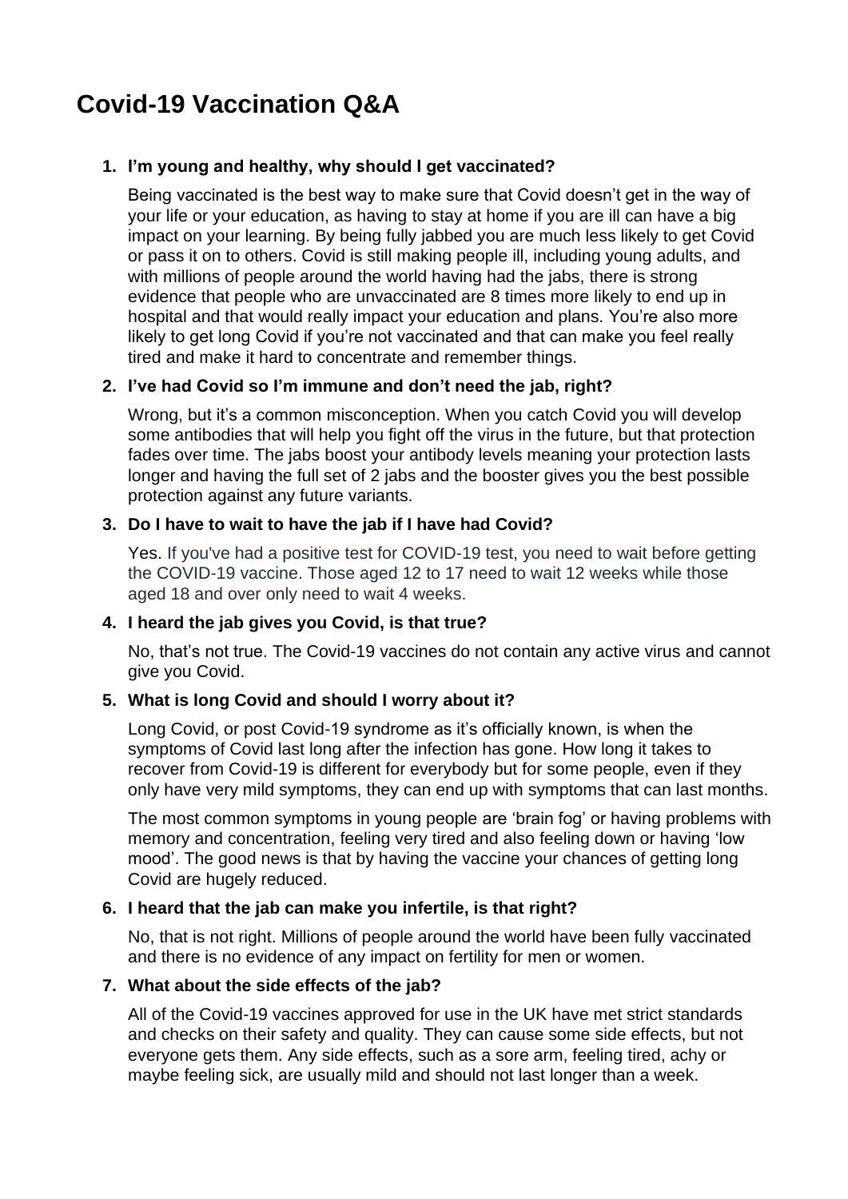# Covid-19 Vaccination Q&A

1. **I'm young and healthy, why should I get vaccinated?**

   Being vaccinated is the best way to make sure that Covid doesn't get in the way of your life or your education, as having to stay at home if you are ill can have a big impact on your learning. By being fully jabbed you are much less likely to get Covid or pass it on to others. Covid is still making people ill, including young adults, and with millions of people around the world having had the jabs, there is strong evidence that people who are unvaccinated are 8 times more likely to end up in hospital and that would really impact your education and plans. You're also more likely to get long Covid if you're not vaccinated and that can make you feel really tired and make it hard to concentrate and remember things.

2. **I've had Covid so I'm immune and don't need the jab, right?**

   Wrong, but it's a common misconception. When you catch Covid you will develop some antibodies that will help you fight off the virus in the future, but that protection fades over time. The jabs boost your antibody levels meaning your protection lasts longer and having the full set of 2 jabs and the booster gives you the best possible protection against any future variants.

3. **Do I have to wait to have the jab if I have had Covid?**

   Yes. If you've had a positive test for COVID-19 test, you need to wait before getting the COVID-19 vaccine. Those aged 12 to 17 need to wait 12 weeks while those aged 18 and over only need to wait 4 weeks.

4. **I heard the jab gives you Covid, is that true?**

   No, that's not true. The Covid-19 vaccines do not contain any active virus and cannot give you Covid.

5. **What is long Covid and should I worry about it?**

   Long Covid, or post Covid-19 syndrome as it's officially known, is when the symptoms of Covid last long after the infection has gone. How long it takes to recover from Covid-19 is different for everybody but for some people, even if they only have very mild symptoms, they can end up with symptoms that can last months.

   The most common symptoms in young people are 'brain fog' or having problems with memory and concentration, feeling very tired and also feeling down or having 'low mood'. The good news is that by having the vaccine your chances of getting long Covid are hugely reduced.

6. **I heard that the jab can make you infertile, is that right?**

   No, that is not right. Millions of people around the world have been fully vaccinated and there is no evidence of any impact on fertility for men or women.

7. **What about the side effects of the jab?**

   All of the Covid-19 vaccines approved for use in the UK have met strict standards and checks on their safety and quality. They can cause some side effects, but not everyone gets them. Any side effects, such as a sore arm, feeling tired, achy or maybe feeling sick, are usually mild and should not last longer than a week.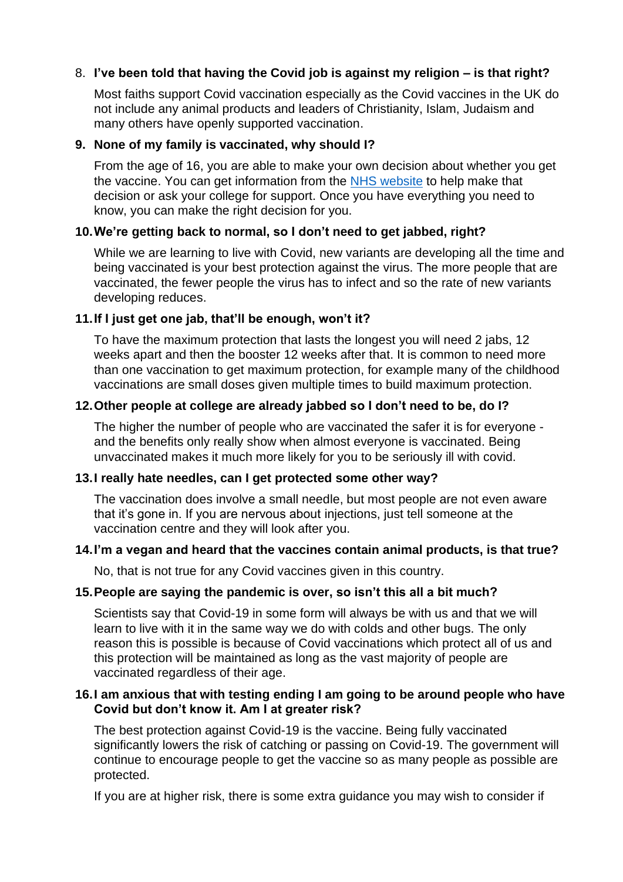8. **I've been told that having the Covid job is against my religion – is that right?**

   Most faiths support Covid vaccination especially as the Covid vaccines in the UK do not include any animal products and leaders of Christianity, Islam, Judaism and many others have openly supported vaccination.

9. **None of my family is vaccinated, why should I?**

   From the age of 16, you are able to make your own decision about whether you get the vaccine. You can get information from the [NHS website]() to help make that decision or ask your college for support. Once you have everything you need to know, you can make the right decision for you.

10. **We're getting back to normal, so I don't need to get jabbed, right?**

    While we are learning to live with Covid, new variants are developing all the time and being vaccinated is your best protection against the virus. The more people that are vaccinated, the fewer people the virus has to infect and so the rate of new variants developing reduces.

11. **If I just get one jab, that'll be enough, won't it?**

    To have the maximum protection that lasts the longest you will need 2 jabs, 12 weeks apart and then the booster 12 weeks after that. It is common to need more than one vaccination to get maximum protection, for example many of the childhood vaccinations are small doses given multiple times to build maximum protection.

12. **Other people at college are already jabbed so I don't need to be, do I?**

    The higher the number of people who are vaccinated the safer it is for everyone - and the benefits only really show when almost everyone is vaccinated. Being unvaccinated makes it much more likely for you to be seriously ill with covid.

13. **I really hate needles, can I get protected some other way?**

    The vaccination does involve a small needle, but most people are not even aware that it's gone in. If you are nervous about injections, just tell someone at the vaccination centre and they will look after you.

14. **I'm a vegan and heard that the vaccines contain animal products, is that true?**

    No, that is not true for any Covid vaccines given in this country.

15. **People are saying the pandemic is over, so isn't this all a bit much?**

    Scientists say that Covid-19 in some form will always be with us and that we will learn to live with it in the same way we do with colds and other bugs. The only reason this is possible is because of Covid vaccinations which protect all of us and this protection will be maintained as long as the vast majority of people are vaccinated regardless of their age.

16. **I am anxious that with testing ending I am going to be around people who have Covid but don't know it. Am I at greater risk?**

    The best protection against Covid-19 is the vaccine. Being fully vaccinated significantly lowers the risk of catching or passing on Covid-19. The government will continue to encourage people to get the vaccine so as many people as possible are protected.

    If you are at higher risk, there is some extra guidance you may wish to consider if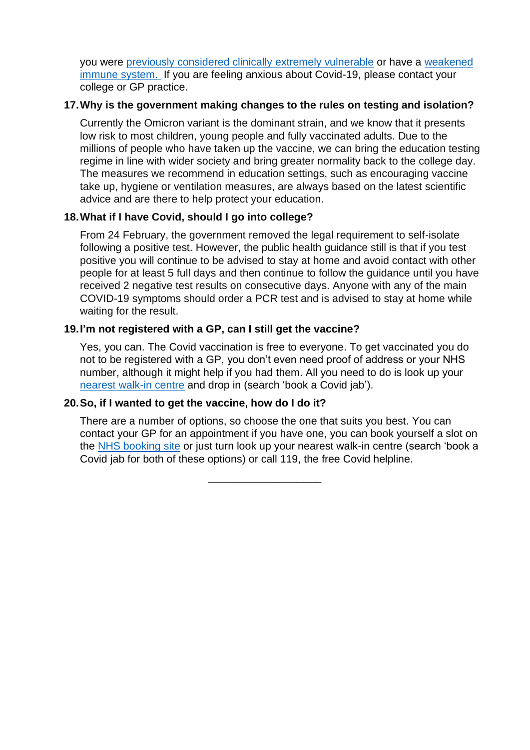you were previously considered clinically extremely vulnerable or have a weakened immune system. If you are feeling anxious about Covid-19, please contact your college or GP practice.

**17. Why is the government making changes to the rules on testing and isolation?**

Currently the Omicron variant is the dominant strain, and we know that it presents low risk to most children, young people and fully vaccinated adults. Due to the millions of people who have taken up the vaccine, we can bring the education testing regime in line with wider society and bring greater normality back to the college day. The measures we recommend in education settings, such as encouraging vaccine take up, hygiene or ventilation measures, are always based on the latest scientific advice and are there to help protect your education.

**18. What if I have Covid, should I go into college?**

From 24 February, the government removed the legal requirement to self-isolate following a positive test. However, the public health guidance still is that if you test positive you will continue to be advised to stay at home and avoid contact with other people for at least 5 full days and then continue to follow the guidance until you have received 2 negative test results on consecutive days. Anyone with any of the main COVID-19 symptoms should order a PCR test and is advised to stay at home while waiting for the result.

**19. I'm not registered with a GP, can I still get the vaccine?**

Yes, you can. The Covid vaccination is free to everyone. To get vaccinated you do not to be registered with a GP, you don't even need proof of address or your NHS number, although it might help if you had them. All you need to do is look up your nearest walk-in centre and drop in (search 'book a Covid jab').

**20. So, if I wanted to get the vaccine, how do I do it?**

There are a number of options, so choose the one that suits you best. You can contact your GP for an appointment if you have one, you can book yourself a slot on the NHS booking site or just turn look up your nearest walk-in centre (search 'book a Covid jab for both of these options) or call 119, the free Covid helpline.

---